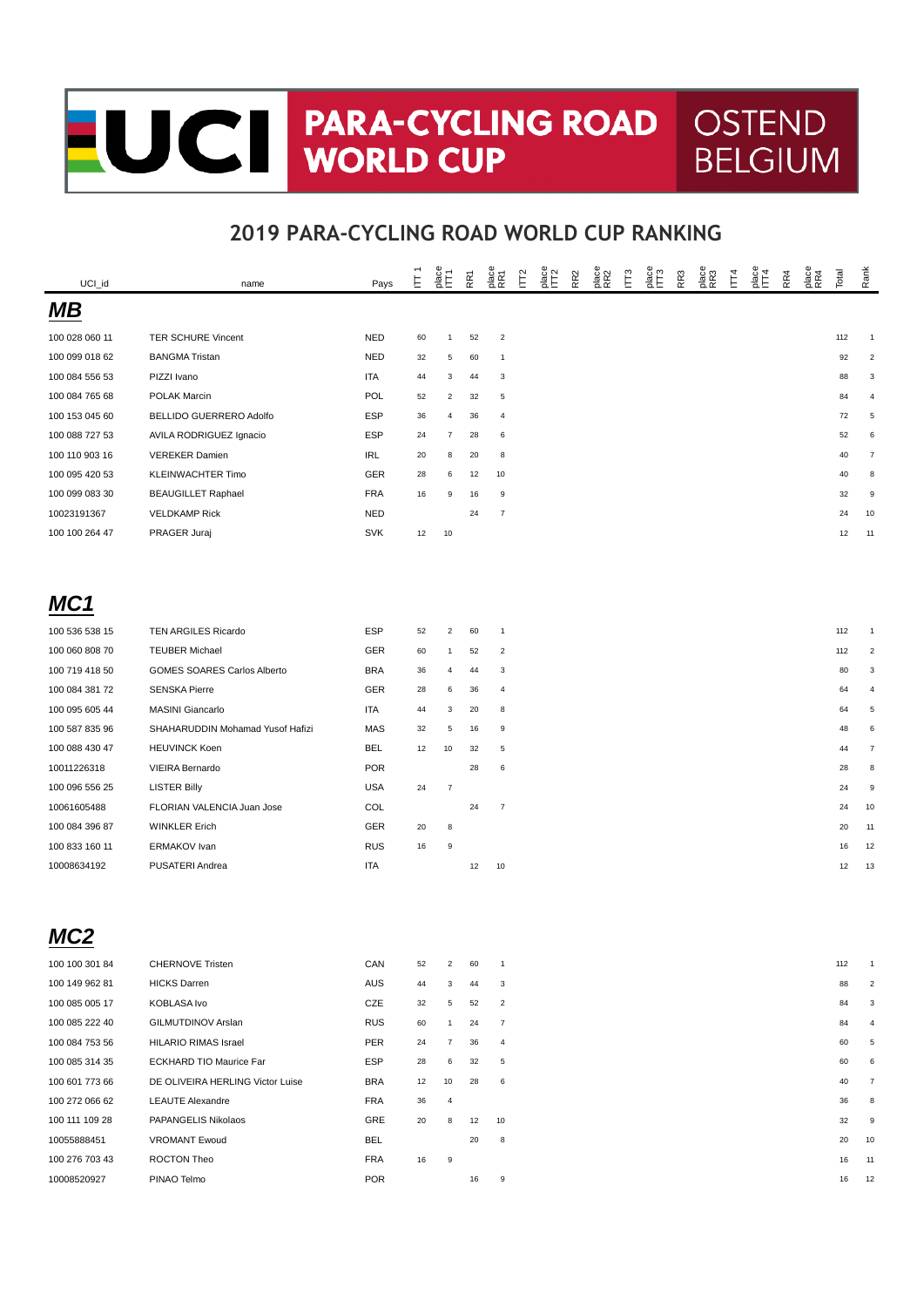# UCI PARA-CYCLING ROAD WORLD CUP OSTEND BELGIUM

## 2019 PARA-CYCLING ROAD WORLD CUP RANKING

| UCI_id | name | Pays | ITT 1 | place ITT1 | RR1 | place RR1 | ITT2 | place ITT2 | RR2 | place RR2 | ITT3 | place ITT3 | RR3 | place RR3 | ITT4 | place ITT4 | RR4 | place RR4 | Total | Rank |
|---|---|---|---|---|---|---|---|---|---|---|---|---|---|---|---|---|---|---|---|---|
| ***MB*** | | | | | | | | | | | | | | | | | | | | |
| 100 028 060 11 | TER SCHURE Vincent | NED | 60 | 1 | 52 | 2 | | | | | | | | | | | | | 112 | 1 |
| 100 099 018 62 | BANGMA Tristan | NED | 32 | 5 | 60 | 1 | | | | | | | | | | | | | 92 | 2 |
| 100 084 556 53 | PIZZI Ivano | ITA | 44 | 3 | 44 | 3 | | | | | | | | | | | | | 88 | 3 |
| 100 084 765 68 | POLAK Marcin | POL | 52 | 2 | 32 | 5 | | | | | | | | | | | | | 84 | 4 |
| 100 153 045 60 | BELLIDO GUERRERO Adolfo | ESP | 36 | 4 | 36 | 4 | | | | | | | | | | | | | 72 | 5 |
| 100 088 727 53 | AVILA RODRIGUEZ Ignacio | ESP | 24 | 7 | 28 | 6 | | | | | | | | | | | | | 52 | 6 |
| 100 110 903 16 | VEREKER Damien | IRL | 20 | 8 | 20 | 8 | | | | | | | | | | | | | 40 | 7 |
| 100 095 420 53 | KLEINWACHTER Timo | GER | 28 | 6 | 12 | 10 | | | | | | | | | | | | | 40 | 8 |
| 100 099 083 30 | BEAUGILLET Raphael | FRA | 16 | 9 | 16 | 9 | | | | | | | | | | | | | 32 | 9 |
| 10023191367 | VELDKAMP Rick | NED | | | 24 | 7 | | | | | | | | | | | | | 24 | 10 |
| 100 100 264 47 | PRAGER Juraj | SVK | 12 | 10 | | | | | | | | | | | | | | | 12 | 11 |
| ***MC1*** | | | | | | | | | | | | | | | | | | | | |
| 100 536 538 15 | TEN ARGILES Ricardo | ESP | 52 | 2 | 60 | 1 | | | | | | | | | | | | | 112 | 1 |
| 100 060 808 70 | TEUBER Michael | GER | 60 | 1 | 52 | 2 | | | | | | | | | | | | | 112 | 2 |
| 100 719 418 50 | GOMES SOARES Carlos Alberto | BRA | 36 | 4 | 44 | 3 | | | | | | | | | | | | | 80 | 3 |
| 100 084 381 72 | SENSKA Pierre | GER | 28 | 6 | 36 | 4 | | | | | | | | | | | | | 64 | 4 |
| 100 095 605 44 | MASINI Giancarlo | ITA | 44 | 3 | 20 | 8 | | | | | | | | | | | | | 64 | 5 |
| 100 587 835 96 | SHAHARUDDIN Mohamad Yusof Hafizi | MAS | 32 | 5 | 16 | 9 | | | | | | | | | | | | | 48 | 6 |
| 100 088 430 47 | HEUVINCK Koen | BEL | 12 | 10 | 32 | 5 | | | | | | | | | | | | | 44 | 7 |
| 10011226318 | VIEIRA Bernardo | POR | | | 28 | 6 | | | | | | | | | | | | | 28 | 8 |
| 100 096 556 25 | LISTER Billy | USA | 24 | 7 | | | | | | | | | | | | | | | 24 | 9 |
| 10061605488 | FLORIAN VALENCIA Juan Jose | COL | | | 24 | 7 | | | | | | | | | | | | | 24 | 10 |
| 100 084 396 87 | WINKLER Erich | GER | 20 | 8 | | | | | | | | | | | | | | | 20 | 11 |
| 100 833 160 11 | ERMAKOV Ivan | RUS | 16 | 9 | | | | | | | | | | | | | | | 16 | 12 |
| 10008634192 | PUSATERI Andrea | ITA | | | 12 | 10 | | | | | | | | | | | | | 12 | 13 |
| ***MC2*** | | | | | | | | | | | | | | | | | | | | |
| 100 100 301 84 | CHERNOVE Tristen | CAN | 52 | 2 | 60 | 1 | | | | | | | | | | | | | 112 | 1 |
| 100 149 962 81 | HICKS Darren | AUS | 44 | 3 | 44 | 3 | | | | | | | | | | | | | 88 | 2 |
| 100 085 005 17 | KOBLASA Ivo | CZE | 32 | 5 | 52 | 2 | | | | | | | | | | | | | 84 | 3 |
| 100 085 222 40 | GILMUTDINOV Arslan | RUS | 60 | 1 | 24 | 7 | | | | | | | | | | | | | 84 | 4 |
| 100 084 753 56 | HILARIO RIMAS Israel | PER | 24 | 7 | 36 | 4 | | | | | | | | | | | | | 60 | 5 |
| 100 085 314 35 | ECKHARD TIO Maurice Far | ESP | 28 | 6 | 32 | 5 | | | | | | | | | | | | | 60 | 6 |
| 100 601 773 66 | DE OLIVEIRA HERLING Victor Luise | BRA | 12 | 10 | 28 | 6 | | | | | | | | | | | | | 40 | 7 |
| 100 272 066 62 | LEAUTE Alexandre | FRA | 36 | 4 | | | | | | | | | | | | | | | 36 | 8 |
| 100 111 109 28 | PAPANGELIS Nikolaos | GRE | 20 | 8 | 12 | 10 | | | | | | | | | | | | | 32 | 9 |
| 10055888451 | VROMANT Ewoud | BEL | | | 20 | 8 | | | | | | | | | | | | | 20 | 10 |
| 100 276 703 43 | ROCTON Theo | FRA | 16 | 9 | | | | | | | | | | | | | | | 16 | 11 |
| 10008520927 | PINAO Telmo | POR | | | 16 | 9 | | | | | | | | | | | | | 16 | 12 |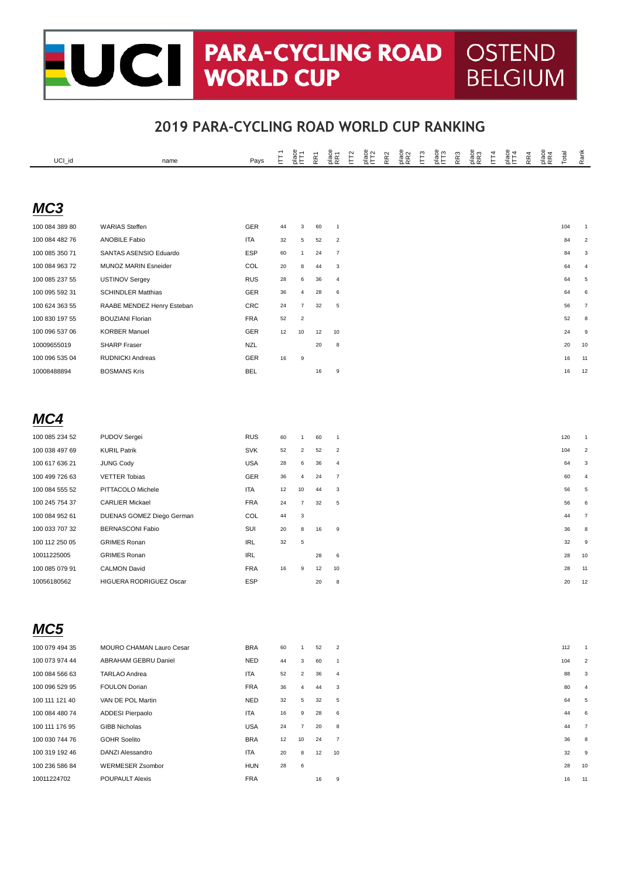# UCI PARA-CYCLING ROAD WORLD CUP OSTEND BELGIUM

## 2019 PARA-CYCLING ROAD WORLD CUP RANKING

| UCI_id | name | Pays | ITT1 | place ITT1 | RR1 | place RR1 | ITT2 | place ITT2 | RR2 | place RR2 | ITT3 | place ITT3 | RR3 | place RR3 | ITT4 | place ITT4 | RR4 | place RR4 | Total | Rank |
|---|---|---|---|---|---|---|---|---|---|---|---|---|---|---|---|---|---|---|---|---|

### *MC3*

| UCI_id | name | Pays | ITT1 | place ITT1 | RR1 | place RR1 | ITT2 | place ITT2 | RR2 | place RR2 | ITT3 | place ITT3 | RR3 | place RR3 | ITT4 | place ITT4 | RR4 | place RR4 | Total | Rank |
|---|---|---|---|---|---|---|---|---|---|---|---|---|---|---|---|---|---|---|---|---|
| 100 084 389 80 | WARIAS Steffen | GER | 44 | 3 | 60 | 1 | | | | | | | | | | | | | 104 | 1 |
| 100 084 482 76 | ANOBILE Fabio | ITA | 32 | 5 | 52 | 2 | | | | | | | | | | | | | 84 | 2 |
| 100 085 350 71 | SANTAS ASENSIO Eduardo | ESP | 60 | 1 | 24 | 7 | | | | | | | | | | | | | 84 | 3 |
| 100 084 963 72 | MUNOZ MARIN Esneider | COL | 20 | 8 | 44 | 3 | | | | | | | | | | | | | 64 | 4 |
| 100 085 237 55 | USTINOV Sergey | RUS | 28 | 6 | 36 | 4 | | | | | | | | | | | | | 64 | 5 |
| 100 095 592 31 | SCHINDLER Matthias | GER | 36 | 4 | 28 | 6 | | | | | | | | | | | | | 64 | 6 |
| 100 624 363 55 | RAABE MENDEZ Henry Esteban | CRC | 24 | 7 | 32 | 5 | | | | | | | | | | | | | 56 | 7 |
| 100 830 197 55 | BOUZIANI Florian | FRA | 52 | 2 | | | | | | | | | | | | | | | 52 | 8 |
| 100 096 537 06 | KORBER Manuel | GER | 12 | 10 | 12 | 10 | | | | | | | | | | | | | 24 | 9 |
| 10009655019 | SHARP Fraser | NZL | | | 20 | 8 | | | | | | | | | | | | | 20 | 10 |
| 100 096 535 04 | RUDNICKI Andreas | GER | 16 | 9 | | | | | | | | | | | | | | | 16 | 11 |
| 10008488894 | BOSMANS Kris | BEL | | | 16 | 9 | | | | | | | | | | | | | 16 | 12 |

### *MC4*

| UCI_id | name | Pays | ITT1 | place ITT1 | RR1 | place RR1 | ITT2 | place ITT2 | RR2 | place RR2 | ITT3 | place ITT3 | RR3 | place RR3 | ITT4 | place ITT4 | RR4 | place RR4 | Total | Rank |
|---|---|---|---|---|---|---|---|---|---|---|---|---|---|---|---|---|---|---|---|---|
| 100 085 234 52 | PUDOV Sergei | RUS | 60 | 1 | 60 | 1 | | | | | | | | | | | | | 120 | 1 |
| 100 038 497 69 | KURIL Patrik | SVK | 52 | 2 | 52 | 2 | | | | | | | | | | | | | 104 | 2 |
| 100 617 636 21 | JUNG Cody | USA | 28 | 6 | 36 | 4 | | | | | | | | | | | | | 64 | 3 |
| 100 499 726 63 | VETTER Tobias | GER | 36 | 4 | 24 | 7 | | | | | | | | | | | | | 60 | 4 |
| 100 084 555 52 | PITTACOLO Michele | ITA | 12 | 10 | 44 | 3 | | | | | | | | | | | | | 56 | 5 |
| 100 245 754 37 | CARLIER Mickael | FRA | 24 | 7 | 32 | 5 | | | | | | | | | | | | | 56 | 6 |
| 100 084 952 61 | DUENAS GOMEZ Diego German | COL | 44 | 3 | | | | | | | | | | | | | | | 44 | 7 |
| 100 033 707 32 | BERNASCONI Fabio | SUI | 20 | 8 | 16 | 9 | | | | | | | | | | | | | 36 | 8 |
| 100 112 250 05 | GRIMES Ronan | IRL | 32 | 5 | | | | | | | | | | | | | | | 32 | 9 |
| 10011225005 | GRIMES Ronan | IRL | | | 28 | 6 | | | | | | | | | | | | | 28 | 10 |
| 100 085 079 91 | CALMON David | FRA | 16 | 9 | 12 | 10 | | | | | | | | | | | | | 28 | 11 |
| 10056180562 | HIGUERA RODRIGUEZ Oscar | ESP | | | 20 | 8 | | | | | | | | | | | | | 20 | 12 |

### *MC5*

| UCI_id | name | Pays | ITT1 | place ITT1 | RR1 | place RR1 | ITT2 | place ITT2 | RR2 | place RR2 | ITT3 | place ITT3 | RR3 | place RR3 | ITT4 | place ITT4 | RR4 | place RR4 | Total | Rank |
|---|---|---|---|---|---|---|---|---|---|---|---|---|---|---|---|---|---|---|---|---|
| 100 079 494 35 | MOURO CHAMAN Lauro Cesar | BRA | 60 | 1 | 52 | 2 | | | | | | | | | | | | | 112 | 1 |
| 100 073 974 44 | ABRAHAM GEBRU Daniel | NED | 44 | 3 | 60 | 1 | | | | | | | | | | | | | 104 | 2 |
| 100 084 566 63 | TARLAO Andrea | ITA | 52 | 2 | 36 | 4 | | | | | | | | | | | | | 88 | 3 |
| 100 096 529 95 | FOULON Dorian | FRA | 36 | 4 | 44 | 3 | | | | | | | | | | | | | 80 | 4 |
| 100 111 121 40 | VAN DE POL Martin | NED | 32 | 5 | 32 | 5 | | | | | | | | | | | | | 64 | 5 |
| 100 084 480 74 | ADDESI Pierpaolo | ITA | 16 | 9 | 28 | 6 | | | | | | | | | | | | | 44 | 6 |
| 100 111 176 95 | GIBB Nicholas | USA | 24 | 7 | 20 | 8 | | | | | | | | | | | | | 44 | 7 |
| 100 030 744 76 | GOHR Soelito | BRA | 12 | 10 | 24 | 7 | | | | | | | | | | | | | 36 | 8 |
| 100 319 192 46 | DANZI Alessandro | ITA | 20 | 8 | 12 | 10 | | | | | | | | | | | | | 32 | 9 |
| 100 236 586 84 | WERMESER Zsombor | HUN | 28 | 6 | | | | | | | | | | | | | | | 28 | 10 |
| 10011224702 | POUPAULT Alexis | FRA | | | 16 | 9 | | | | | | | | | | | | | 16 | 11 |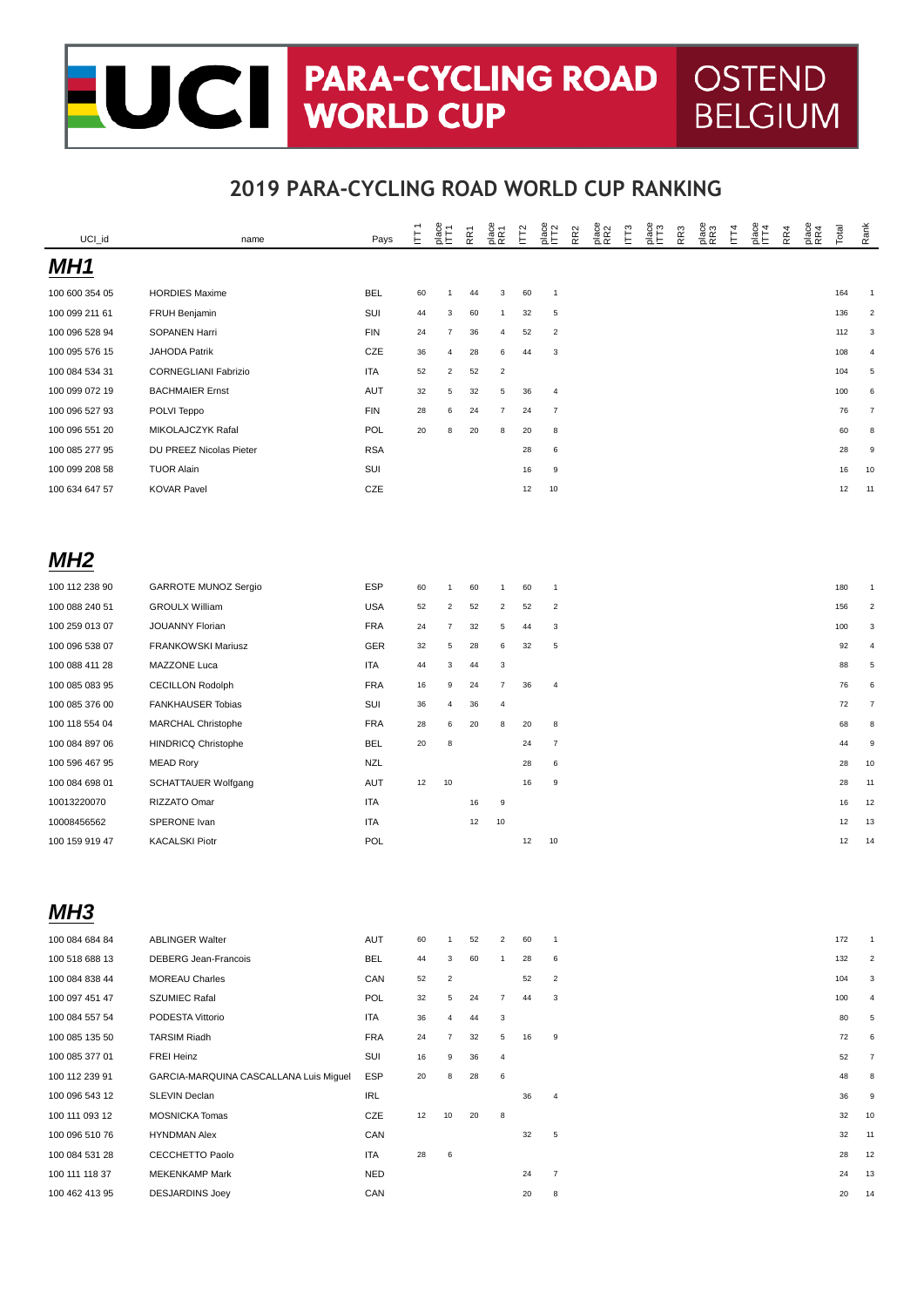# UCI PARA-CYCLING ROAD WORLD CUP — OSTEND BELGIUM

## 2019 PARA-CYCLING ROAD WORLD CUP RANKING

| UCI_id | name | Pays | ITT1 | place ITT1 | RR1 | place RR1 | ITT2 | place ITT2 | RR2 | place RR2 | ITT3 | place ITT3 | RR3 | place RR3 | ITT4 | place ITT4 | RR4 | place RR4 | Total | Rank |
|---|---|---|---|---|---|---|---|---|---|---|---|---|---|---|---|---|---|---|---|---|
| ***MH1*** | | | | | | | | | | | | | | | | | | | | |
| 100 600 354 05 | HORDIES Maxime | BEL | 60 | 1 | 44 | 3 | 60 | 1 | | | | | | | | | | | 164 | 1 |
| 100 099 211 61 | FRUH Benjamin | SUI | 44 | 3 | 60 | 1 | 32 | 5 | | | | | | | | | | | 136 | 2 |
| 100 096 528 94 | SOPANEN Harri | FIN | 24 | 7 | 36 | 4 | 52 | 2 | | | | | | | | | | | 112 | 3 |
| 100 095 576 15 | JAHODA Patrik | CZE | 36 | 4 | 28 | 6 | 44 | 3 | | | | | | | | | | | 108 | 4 |
| 100 084 534 31 | CORNEGLIANI Fabrizio | ITA | 52 | 2 | 52 | 2 | | | | | | | | | | | | | 104 | 5 |
| 100 099 072 19 | BACHMAIER Ernst | AUT | 32 | 5 | 32 | 5 | 36 | 4 | | | | | | | | | | | 100 | 6 |
| 100 096 527 93 | POLVI Teppo | FIN | 28 | 6 | 24 | 7 | 24 | 7 | | | | | | | | | | | 76 | 7 |
| 100 096 551 20 | MIKOLAJCZYK Rafal | POL | 20 | 8 | 20 | 8 | 20 | 8 | | | | | | | | | | | 60 | 8 |
| 100 085 277 95 | DU PREEZ Nicolas Pieter | RSA | | | | | 28 | 6 | | | | | | | | | | | 28 | 9 |
| 100 099 208 58 | TUOR Alain | SUI | | | | | 16 | 9 | | | | | | | | | | | 16 | 10 |
| 100 634 647 57 | KOVAR Pavel | CZE | | | | | 12 | 10 | | | | | | | | | | | 12 | 11 |
| ***MH2*** | | | | | | | | | | | | | | | | | | | | |
| 100 112 238 90 | GARROTE MUNOZ Sergio | ESP | 60 | 1 | 60 | 1 | 60 | 1 | | | | | | | | | | | 180 | 1 |
| 100 088 240 51 | GROULX William | USA | 52 | 2 | 52 | 2 | 52 | 2 | | | | | | | | | | | 156 | 2 |
| 100 259 013 07 | JOUANNY Florian | FRA | 24 | 7 | 32 | 5 | 44 | 3 | | | | | | | | | | | 100 | 3 |
| 100 096 538 07 | FRANKOWSKI Mariusz | GER | 32 | 5 | 28 | 6 | 32 | 5 | | | | | | | | | | | 92 | 4 |
| 100 088 411 28 | MAZZONE Luca | ITA | 44 | 3 | 44 | 3 | | | | | | | | | | | | | 88 | 5 |
| 100 085 083 95 | CECILLON Rodolph | FRA | 16 | 9 | 24 | 7 | 36 | 4 | | | | | | | | | | | 76 | 6 |
| 100 085 376 00 | FANKHAUSER Tobias | SUI | 36 | 4 | 36 | 4 | | | | | | | | | | | | | 72 | 7 |
| 100 118 554 04 | MARCHAL Christophe | FRA | 28 | 6 | 20 | 8 | 20 | 8 | | | | | | | | | | | 68 | 8 |
| 100 084 897 06 | HINDRICQ Christophe | BEL | 20 | 8 | | | 24 | 7 | | | | | | | | | | | 44 | 9 |
| 100 596 467 95 | MEAD Rory | NZL | | | | | 28 | 6 | | | | | | | | | | | 28 | 10 |
| 100 084 698 01 | SCHATTAUER Wolfgang | AUT | 12 | 10 | | | 16 | 9 | | | | | | | | | | | 28 | 11 |
| 10013220070 | RIZZATO Omar | ITA | | | 16 | 9 | | | | | | | | | | | | | 16 | 12 |
| 10008456562 | SPERONE Ivan | ITA | | | 12 | 10 | | | | | | | | | | | | | 12 | 13 |
| 100 159 919 47 | KACALSKI Piotr | POL | | | | | 12 | 10 | | | | | | | | | | | 12 | 14 |
| ***MH3*** | | | | | | | | | | | | | | | | | | | | |
| 100 084 684 84 | ABLINGER Walter | AUT | 60 | 1 | 52 | 2 | 60 | 1 | | | | | | | | | | | 172 | 1 |
| 100 518 688 13 | DEBERG Jean-Francois | BEL | 44 | 3 | 60 | 1 | 28 | 6 | | | | | | | | | | | 132 | 2 |
| 100 084 838 44 | MOREAU Charles | CAN | 52 | 2 | | | 52 | 2 | | | | | | | | | | | 104 | 3 |
| 100 097 451 47 | SZUMIEC Rafal | POL | 32 | 5 | 24 | 7 | 44 | 3 | | | | | | | | | | | 100 | 4 |
| 100 084 557 54 | PODESTA Vittorio | ITA | 36 | 4 | 44 | 3 | | | | | | | | | | | | | 80 | 5 |
| 100 085 135 50 | TARSIM Riadh | FRA | 24 | 7 | 32 | 5 | 16 | 9 | | | | | | | | | | | 72 | 6 |
| 100 085 377 01 | FREI Heinz | SUI | 16 | 9 | 36 | 4 | | | | | | | | | | | | | 52 | 7 |
| 100 112 239 91 | GARCIA-MARQUINA CASCALLANA Luis Miguel | ESP | 20 | 8 | 28 | 6 | | | | | | | | | | | | | 48 | 8 |
| 100 096 543 12 | SLEVIN Declan | IRL | | | | | 36 | 4 | | | | | | | | | | | 36 | 9 |
| 100 111 093 12 | MOSNICKA Tomas | CZE | 12 | 10 | 20 | 8 | | | | | | | | | | | | | 32 | 10 |
| 100 096 510 76 | HYNDMAN Alex | CAN | | | | | 32 | 5 | | | | | | | | | | | 32 | 11 |
| 100 084 531 28 | CECCHETTO Paolo | ITA | 28 | 6 | | | | | | | | | | | | | | | 28 | 12 |
| 100 111 118 37 | MEKENKAMP Mark | NED | | | | | 24 | 7 | | | | | | | | | | | 24 | 13 |
| 100 462 413 95 | DESJARDINS Joey | CAN | | | | | 20 | 8 | | | | | | | | | | | 20 | 14 |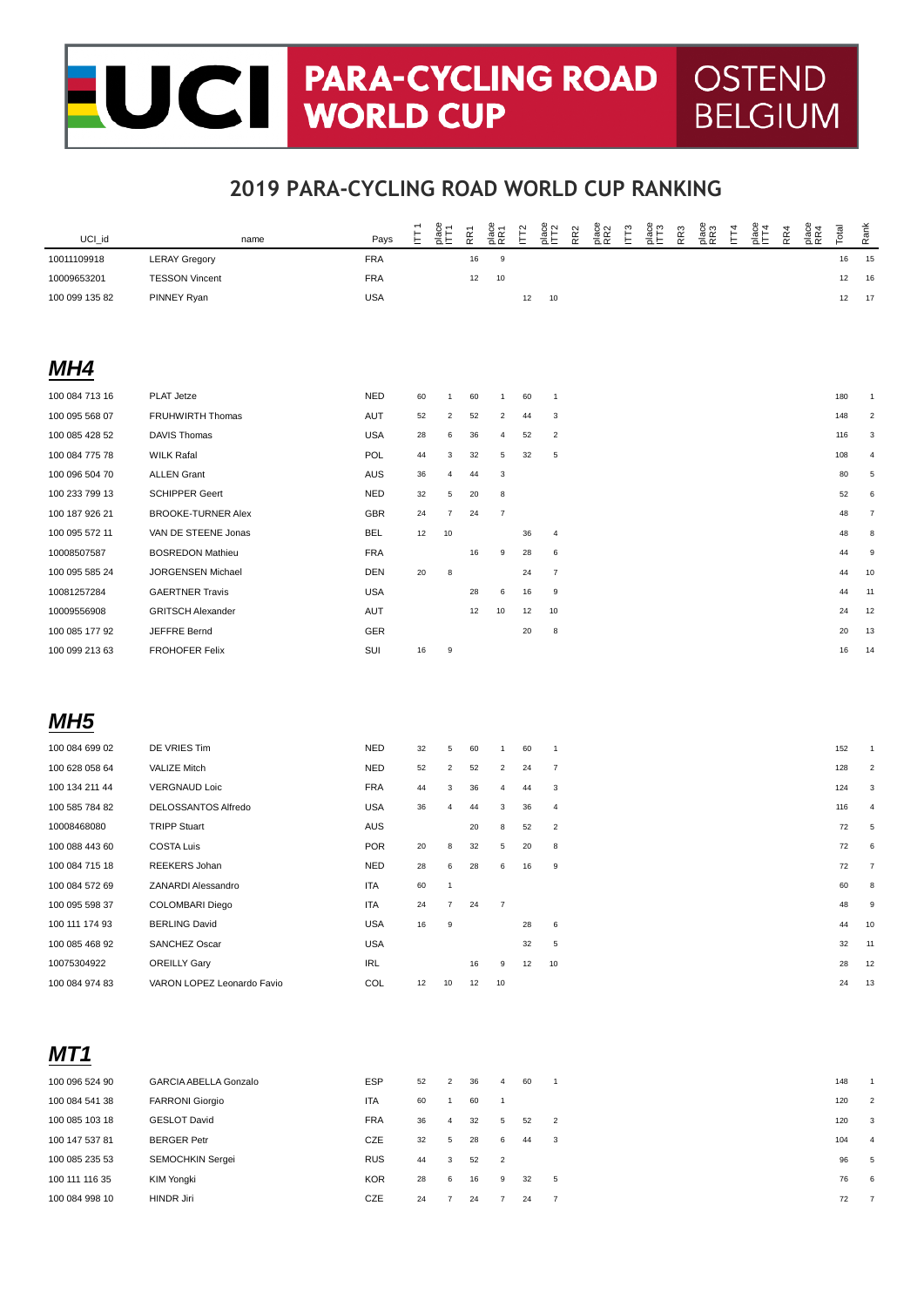# UCI PARA-CYCLING ROAD WORLD CUP — OSTEND BELGIUM

## 2019 PARA-CYCLING ROAD WORLD CUP RANKING

| UCI_id | name | Pays | ITT1 | place ITT1 | RR1 | place RR1 | ITT2 | place ITT2 | RR2 | place RR2 | ITT3 | place ITT3 | RR3 | place RR3 | ITT4 | place ITT4 | RR4 | place RR4 | Total | Rank |
|---|---|---|---|---|---|---|---|---|---|---|---|---|---|---|---|---|---|---|---|---|
| 10011109918 | LERAY Gregory | FRA | | | 16 | 9 | | | | | | | | | | | | | 16 | 15 |
| 10009653201 | TESSON Vincent | FRA | | | 12 | 10 | | | | | | | | | | | | | 12 | 16 |
| 100 099 135 82 | PINNEY Ryan | USA | | | | | 12 | 10 | | | | | | | | | | | 12 | 17 |

## *MH4*

| UCI_id | name | Pays | ITT1 | place ITT1 | RR1 | place RR1 | ITT2 | place ITT2 | RR2 | place RR2 | ITT3 | place ITT3 | RR3 | place RR3 | ITT4 | place ITT4 | RR4 | place RR4 | Total | Rank |
|---|---|---|---|---|---|---|---|---|---|---|---|---|---|---|---|---|---|---|---|---|
| 100 084 713 16 | PLAT Jetze | NED | 60 | 1 | 60 | 1 | 60 | 1 | | | | | | | | | | | 180 | 1 |
| 100 095 568 07 | FRUHWIRTH Thomas | AUT | 52 | 2 | 52 | 2 | 44 | 3 | | | | | | | | | | | 148 | 2 |
| 100 085 428 52 | DAVIS Thomas | USA | 28 | 6 | 36 | 4 | 52 | 2 | | | | | | | | | | | 116 | 3 |
| 100 084 775 78 | WILK Rafal | POL | 44 | 3 | 32 | 5 | 32 | 5 | | | | | | | | | | | 108 | 4 |
| 100 096 504 70 | ALLEN Grant | AUS | 36 | 4 | 44 | 3 | | | | | | | | | | | | | 80 | 5 |
| 100 233 799 13 | SCHIPPER Geert | NED | 32 | 5 | 20 | 8 | | | | | | | | | | | | | 52 | 6 |
| 100 187 926 21 | BROOKE-TURNER Alex | GBR | 24 | 7 | 24 | 7 | | | | | | | | | | | | | 48 | 7 |
| 100 095 572 11 | VAN DE STEENE Jonas | BEL | 12 | 10 | | | 36 | 4 | | | | | | | | | | | 48 | 8 |
| 10008507587 | BOSREDON Mathieu | FRA | | | 16 | 9 | 28 | 6 | | | | | | | | | | | 44 | 9 |
| 100 095 585 24 | JORGENSEN Michael | DEN | 20 | 8 | | | 24 | 7 | | | | | | | | | | | 44 | 10 |
| 10081257284 | GAERTNER Travis | USA | | | 28 | 6 | 16 | 9 | | | | | | | | | | | 44 | 11 |
| 10009556908 | GRITSCH Alexander | AUT | | | 12 | 10 | 12 | 10 | | | | | | | | | | | 24 | 12 |
| 100 085 177 92 | JEFFRE Bernd | GER | | | | | 20 | 8 | | | | | | | | | | | 20 | 13 |
| 100 099 213 63 | FROHOFER Felix | SUI | 16 | 9 | | | | | | | | | | | | | | | 16 | 14 |

## *MH5*

| UCI_id | name | Pays | ITT1 | place ITT1 | RR1 | place RR1 | ITT2 | place ITT2 | RR2 | place RR2 | ITT3 | place ITT3 | RR3 | place RR3 | ITT4 | place ITT4 | RR4 | place RR4 | Total | Rank |
|---|---|---|---|---|---|---|---|---|---|---|---|---|---|---|---|---|---|---|---|---|
| 100 084 699 02 | DE VRIES Tim | NED | 32 | 5 | 60 | 1 | 60 | 1 | | | | | | | | | | | 152 | 1 |
| 100 628 058 64 | VALIZE Mitch | NED | 52 | 2 | 52 | 2 | 24 | 7 | | | | | | | | | | | 128 | 2 |
| 100 134 211 44 | VERGNAUD Loic | FRA | 44 | 3 | 36 | 4 | 44 | 3 | | | | | | | | | | | 124 | 3 |
| 100 585 784 82 | DELOSSANTOS Alfredo | USA | 36 | 4 | 44 | 3 | 36 | 4 | | | | | | | | | | | 116 | 4 |
| 10008468080 | TRIPP Stuart | AUS | | | 20 | 8 | 52 | 2 | | | | | | | | | | | 72 | 5 |
| 100 088 443 60 | COSTA Luis | POR | 20 | 8 | 32 | 5 | 20 | 8 | | | | | | | | | | | 72 | 6 |
| 100 084 715 18 | REEKERS Johan | NED | 28 | 6 | 28 | 6 | 16 | 9 | | | | | | | | | | | 72 | 7 |
| 100 084 572 69 | ZANARDI Alessandro | ITA | 60 | 1 | | | | | | | | | | | | | | | 60 | 8 |
| 100 095 598 37 | COLOMBARI Diego | ITA | 24 | 7 | 24 | 7 | | | | | | | | | | | | | 48 | 9 |
| 100 111 174 93 | BERLING David | USA | 16 | 9 | | | 28 | 6 | | | | | | | | | | | 44 | 10 |
| 100 085 468 92 | SANCHEZ Oscar | USA | | | | | 32 | 5 | | | | | | | | | | | 32 | 11 |
| 10075304922 | OREILLY Gary | IRL | | | 16 | 9 | 12 | 10 | | | | | | | | | | | 28 | 12 |
| 100 084 974 83 | VARON LOPEZ Leonardo Favio | COL | 12 | 10 | 12 | 10 | | | | | | | | | | | | | 24 | 13 |

## *MT1*

| UCI_id | name | Pays | ITT1 | place ITT1 | RR1 | place RR1 | ITT2 | place ITT2 | RR2 | place RR2 | ITT3 | place ITT3 | RR3 | place RR3 | ITT4 | place ITT4 | RR4 | place RR4 | Total | Rank |
|---|---|---|---|---|---|---|---|---|---|---|---|---|---|---|---|---|---|---|---|---|
| 100 096 524 90 | GARCIA ABELLA Gonzalo | ESP | 52 | 2 | 36 | 4 | 60 | 1 | | | | | | | | | | | 148 | 1 |
| 100 084 541 38 | FARRONI Giorgio | ITA | 60 | 1 | 60 | 1 | | | | | | | | | | | | | 120 | 2 |
| 100 085 103 18 | GESLOT David | FRA | 36 | 4 | 32 | 5 | 52 | 2 | | | | | | | | | | | 120 | 3 |
| 100 147 537 81 | BERGER Petr | CZE | 32 | 5 | 28 | 6 | 44 | 3 | | | | | | | | | | | 104 | 4 |
| 100 085 235 53 | SEMOCHKIN Sergei | RUS | 44 | 3 | 52 | 2 | | | | | | | | | | | | | 96 | 5 |
| 100 111 116 35 | KIM Yongki | KOR | 28 | 6 | 16 | 9 | 32 | 5 | | | | | | | | | | | 76 | 6 |
| 100 084 998 10 | HINDR Jiri | CZE | 24 | 7 | 24 | 7 | 24 | 7 | | | | | | | | | | | 72 | 7 |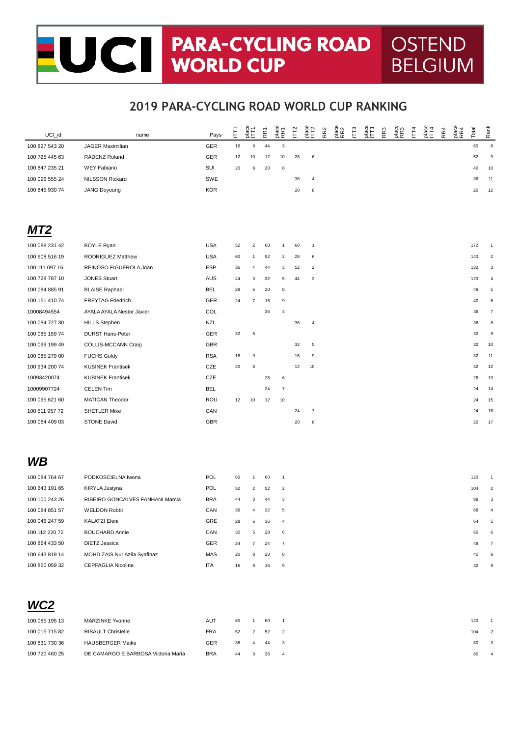# UCI PARA-CYCLING ROAD WORLD CUP OSTEND BELGIUM

## 2019 PARA-CYCLING ROAD WORLD CUP RANKING

| UCI_id | name | Pays | ITT1 | place ITT1 | RR1 | place RR1 | ITT2 | place ITT2 | RR2 | place RR2 | ITT3 | place ITT3 | RR3 | place RR3 | ITT4 | place ITT4 | RR4 | place RR4 | Total | Rank |
|---|---|---|---|---|---|---|---|---|---|---|---|---|---|---|---|---|---|---|---|---|
| 100 827 543 20 | JAGER Maximilian | GER | 16 | 9 | 44 | 3 | | | | | | | | | | | | | 60 | 8 |
| 100 725 445 63 | RADENZ Roland | GER | 12 | 10 | 12 | 10 | 28 | 6 | | | | | | | | | | | 52 | 9 |
| 100 847 235 21 | WEY Fabiano | SUI | 20 | 8 | 20 | 8 | | | | | | | | | | | | | 40 | 10 |
| 100 096 555 24 | NILSSON Rickard | SWE | | | | | 36 | 4 | | | | | | | | | | | 36 | 11 |
| 100 845 930 74 | JANG Doyoung | KOR | | | | | 20 | 8 | | | | | | | | | | | 20 | 12 |

## *MT2*

| UCI_id | name | Pays | ITT1 | place ITT1 | RR1 | place RR1 | ITT2 | place ITT2 | RR2 | place RR2 | ITT3 | place ITT3 | RR3 | place RR3 | ITT4 | place ITT4 | RR4 | place RR4 | Total | Rank |
|---|---|---|---|---|---|---|---|---|---|---|---|---|---|---|---|---|---|---|---|---|
| 100 088 231 42 | BOYLE Ryan | USA | 52 | 2 | 60 | 1 | 60 | 1 | | | | | | | | | | | 172 | 1 |
| 100 608 516 19 | RODRIGUEZ Matthew | USA | 60 | 1 | 52 | 2 | 28 | 6 | | | | | | | | | | | 140 | 2 |
| 100 111 097 16 | REINOSO FIGUEROLA Joan | ESP | 36 | 4 | 44 | 3 | 52 | 2 | | | | | | | | | | | 132 | 3 |
| 100 728 787 10 | JONES Stuart | AUS | 44 | 3 | 32 | 5 | 44 | 3 | | | | | | | | | | | 120 | 4 |
| 100 084 885 91 | BLAISE Raphael | BEL | 28 | 6 | 20 | 8 | | | | | | | | | | | | | 48 | 5 |
| 100 151 410 74 | FREYTAG Friedrich | GER | 24 | 7 | 16 | 9 | | | | | | | | | | | | | 40 | 6 |
| 10008494554 | AYALA AYALA Nestor Javier | COL | | | 36 | 4 | | | | | | | | | | | | | 36 | 7 |
| 100 084 727 30 | HILLS Stephen | NZL | | | | | 36 | 4 | | | | | | | | | | | 36 | 8 |
| 100 085 159 74 | DURST Hans-Peter | GER | 32 | 5 | | | | | | | | | | | | | | | 32 | 9 |
| 100 099 199 49 | COLLIS-MCCANN Craig | GBR | | | | | 32 | 5 | | | | | | | | | | | 32 | 10 |
| 100 085 279 00 | FUCHS Goldy | RSA | 16 | 9 | | | 16 | 9 | | | | | | | | | | | 32 | 11 |
| 100 934 200 74 | KUBINEK Frantisek | CZE | 20 | 8 | | | 12 | 10 | | | | | | | | | | | 32 | 12 |
| 10093420074 | KUBINEK Frantisek | CZE | | | 28 | 6 | | | | | | | | | | | | | 28 | 13 |
| 10009907724 | CELEN Tim | BEL | | | 24 | 7 | | | | | | | | | | | | | 24 | 14 |
| 100 095 621 60 | MATICAN Theodor | ROU | 12 | 10 | 12 | 10 | | | | | | | | | | | | | 24 | 15 |
| 100 511 957 72 | SHETLER Mike | CAN | | | | | 24 | 7 | | | | | | | | | | | 24 | 16 |
| 100 084 409 03 | STONE David | GBR | | | | | 20 | 8 | | | | | | | | | | | 20 | 17 |

## *WB*

| UCI_id | name | Pays | ITT1 | place ITT1 | RR1 | place RR1 | ITT2 | place ITT2 | RR2 | place RR2 | ITT3 | place ITT3 | RR3 | place RR3 | ITT4 | place ITT4 | RR4 | place RR4 | Total | Rank |
|---|---|---|---|---|---|---|---|---|---|---|---|---|---|---|---|---|---|---|---|---|
| 100 084 764 67 | PODKOSCIELNA Iwona | POL | 60 | 1 | 60 | 1 | | | | | | | | | | | | | 120 | 1 |
| 100 643 191 65 | KIRYLA Justyna | POL | 52 | 2 | 52 | 2 | | | | | | | | | | | | | 104 | 2 |
| 100 100 243 26 | RIBEIRO GONCALVES FANHANI Marcia | BRA | 44 | 3 | 44 | 3 | | | | | | | | | | | | | 88 | 3 |
| 100 084 851 57 | WELDON Robbi | CAN | 36 | 4 | 32 | 5 | | | | | | | | | | | | | 68 | 4 |
| 100 046 247 59 | KALATZI Eleni | GRE | 28 | 6 | 36 | 4 | | | | | | | | | | | | | 64 | 5 |
| 100 112 220 72 | BOUCHARD Annie | CAN | 32 | 5 | 28 | 6 | | | | | | | | | | | | | 60 | 6 |
| 100 864 433 50 | DIETZ Jessica | GER | 24 | 7 | 24 | 7 | | | | | | | | | | | | | 48 | 7 |
| 100 643 819 14 | MOHD ZAIS Nur Azlia Syafinaz | MAS | 20 | 8 | 20 | 8 | | | | | | | | | | | | | 40 | 8 |
| 100 850 059 32 | CEPPAGLIA Nicolina | ITA | 16 | 9 | 16 | 9 | | | | | | | | | | | | | 32 | 9 |

## *WC2*

| UCI_id | name | Pays | ITT1 | place ITT1 | RR1 | place RR1 | ITT2 | place ITT2 | RR2 | place RR2 | ITT3 | place ITT3 | RR3 | place RR3 | ITT4 | place ITT4 | RR4 | place RR4 | Total | Rank |
|---|---|---|---|---|---|---|---|---|---|---|---|---|---|---|---|---|---|---|---|---|
| 100 085 195 13 | MARZINKE Yvonne | AUT | 60 | 1 | 60 | 1 | | | | | | | | | | | | | 120 | 1 |
| 100 015 715 82 | RIBAULT Christelle | FRA | 52 | 2 | 52 | 2 | | | | | | | | | | | | | 104 | 2 |
| 100 831 730 36 | HAUSBERGER Maike | GER | 36 | 4 | 44 | 3 | | | | | | | | | | | | | 80 | 3 |
| 100 720 460 25 | DE CAMARGO E BARBOSA Victoria Maria | BRA | 44 | 3 | 36 | 4 | | | | | | | | | | | | | 80 | 4 |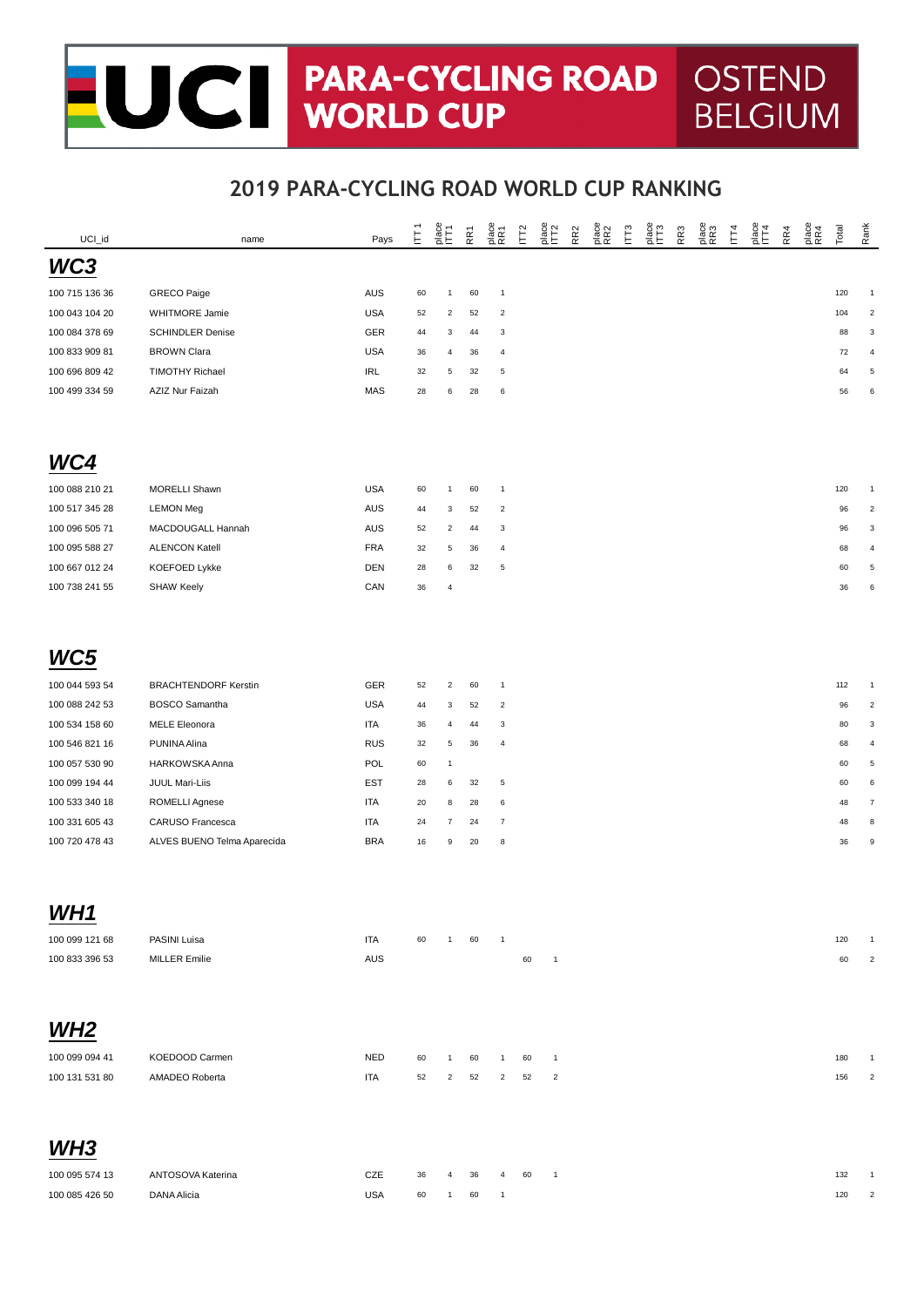# UCI PARA-CYCLING ROAD WORLD CUP OSTEND BELGIUM

## 2019 PARA-CYCLING ROAD WORLD CUP RANKING

| UCI_id | name | Pays | ITT1 | place ITT1 | RR1 | place RR1 | ITT2 | place ITT2 | RR2 | place RR2 | ITT3 | place ITT3 | RR3 | place RR3 | ITT4 | place ITT4 | RR4 | place RR4 | Total | Rank |
|---|---|---|---|---|---|---|---|---|---|---|---|---|---|---|---|---|---|---|---|---|
| **WC3** | | | | | | | | | | | | | | | | | | | | |
| 100 715 136 36 | GRECO Paige | AUS | 60 | 1 | 60 | 1 | | | | | | | | | | | | | 120 | 1 |
| 100 043 104 20 | WHITMORE Jamie | USA | 52 | 2 | 52 | 2 | | | | | | | | | | | | | 104 | 2 |
| 100 084 378 69 | SCHINDLER Denise | GER | 44 | 3 | 44 | 3 | | | | | | | | | | | | | 88 | 3 |
| 100 833 909 81 | BROWN Clara | USA | 36 | 4 | 36 | 4 | | | | | | | | | | | | | 72 | 4 |
| 100 696 809 42 | TIMOTHY Richael | IRL | 32 | 5 | 32 | 5 | | | | | | | | | | | | | 64 | 5 |
| 100 499 334 59 | AZIZ Nur Faizah | MAS | 28 | 6 | 28 | 6 | | | | | | | | | | | | | 56 | 6 |
| **WC4** | | | | | | | | | | | | | | | | | | | | |
| 100 088 210 21 | MORELLI Shawn | USA | 60 | 1 | 60 | 1 | | | | | | | | | | | | | 120 | 1 |
| 100 517 345 28 | LEMON Meg | AUS | 44 | 3 | 52 | 2 | | | | | | | | | | | | | 96 | 2 |
| 100 096 505 71 | MACDOUGALL Hannah | AUS | 52 | 2 | 44 | 3 | | | | | | | | | | | | | 96 | 3 |
| 100 095 588 27 | ALENCON Katell | FRA | 32 | 5 | 36 | 4 | | | | | | | | | | | | | 68 | 4 |
| 100 667 012 24 | KOEFOED Lykke | DEN | 28 | 6 | 32 | 5 | | | | | | | | | | | | | 60 | 5 |
| 100 738 241 55 | SHAW Keely | CAN | 36 | 4 | | | | | | | | | | | | | | | 36 | 6 |
| **WC5** | | | | | | | | | | | | | | | | | | | | |
| 100 044 593 54 | BRACHTENDORF Kerstin | GER | 52 | 2 | 60 | 1 | | | | | | | | | | | | | 112 | 1 |
| 100 088 242 53 | BOSCO Samantha | USA | 44 | 3 | 52 | 2 | | | | | | | | | | | | | 96 | 2 |
| 100 534 158 60 | MELE Eleonora | ITA | 36 | 4 | 44 | 3 | | | | | | | | | | | | | 80 | 3 |
| 100 546 821 16 | PUNINA Alina | RUS | 32 | 5 | 36 | 4 | | | | | | | | | | | | | 68 | 4 |
| 100 057 530 90 | HARKOWSKA Anna | POL | 60 | 1 | | | | | | | | | | | | | | | 60 | 5 |
| 100 099 194 44 | JUUL Mari-Liis | EST | 28 | 6 | 32 | 5 | | | | | | | | | | | | | 60 | 6 |
| 100 533 340 18 | ROMELLI Agnese | ITA | 20 | 8 | 28 | 6 | | | | | | | | | | | | | 48 | 7 |
| 100 331 605 43 | CARUSO Francesca | ITA | 24 | 7 | 24 | 7 | | | | | | | | | | | | | 48 | 8 |
| 100 720 478 43 | ALVES BUENO Telma Aparecida | BRA | 16 | 9 | 20 | 8 | | | | | | | | | | | | | 36 | 9 |
| **WH1** | | | | | | | | | | | | | | | | | | | | |
| 100 099 121 68 | PASINI Luisa | ITA | 60 | 1 | 60 | 1 | | | | | | | | | | | | | 120 | 1 |
| 100 833 396 53 | MILLER Emilie | AUS | | | | | 60 | 1 | | | | | | | | | | | 60 | 2 |
| **WH2** | | | | | | | | | | | | | | | | | | | | |
| 100 099 094 41 | KOEDOOD Carmen | NED | 60 | 1 | 60 | 1 | 60 | 1 | | | | | | | | | | | 180 | 1 |
| 100 131 531 80 | AMADEO Roberta | ITA | 52 | 2 | 52 | 2 | 52 | 2 | | | | | | | | | | | 156 | 2 |
| **WH3** | | | | | | | | | | | | | | | | | | | | |
| 100 095 574 13 | ANTOSOVA Katerina | CZE | 36 | 4 | 36 | 4 | 60 | 1 | | | | | | | | | | | 132 | 1 |
| 100 085 426 50 | DANA Alicia | USA | 60 | 1 | 60 | 1 | | | | | | | | | | | | | 120 | 2 |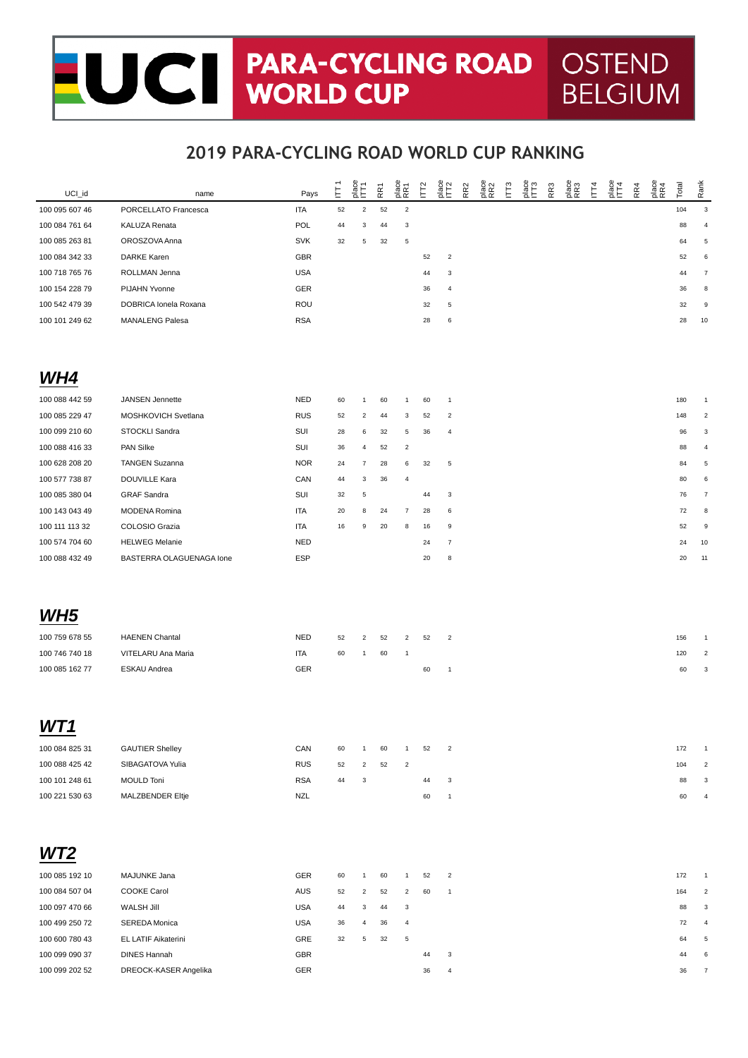# UCI PARA-CYCLING ROAD WORLD CUP OSTEND BELGIUM

## 2019 PARA-CYCLING ROAD WORLD CUP RANKING

| UCI_id | name | Pays | ITT1 | place ITT1 | RR1 | place RR1 | ITT2 | place ITT2 | RR2 | place RR2 | ITT3 | place ITT3 | RR3 | place RR3 | ITT4 | place ITT4 | RR4 | place RR4 | Total | Rank |
|---|---|---|---|---|---|---|---|---|---|---|---|---|---|---|---|---|---|---|---|---|
| 100 095 607 46 | PORCELLATO Francesca | ITA | 52 | 2 | 52 | 2 | | | | | | | | | | | | | 104 | 3 |
| 100 084 761 64 | KALUZA Renata | POL | 44 | 3 | 44 | 3 | | | | | | | | | | | | | 88 | 4 |
| 100 085 263 81 | OROSZOVA Anna | SVK | 32 | 5 | 32 | 5 | | | | | | | | | | | | | 64 | 5 |
| 100 084 342 33 | DARKE Karen | GBR | | | | | 52 | 2 | | | | | | | | | | | 52 | 6 |
| 100 718 765 76 | ROLLMAN Jenna | USA | | | | | 44 | 3 | | | | | | | | | | | 44 | 7 |
| 100 154 228 79 | PIJAHN Yvonne | GER | | | | | 36 | 4 | | | | | | | | | | | 36 | 8 |
| 100 542 479 39 | DOBRICA Ionela Roxana | ROU | | | | | 32 | 5 | | | | | | | | | | | 32 | 9 |
| 100 101 249 62 | MANALENG Palesa | RSA | | | | | 28 | 6 | | | | | | | | | | | 28 | 10 |

## *WH4*

| UCI_id | name | Pays | ITT1 | place ITT1 | RR1 | place RR1 | ITT2 | place ITT2 | RR2 | place RR2 | ITT3 | place ITT3 | RR3 | place RR3 | ITT4 | place ITT4 | RR4 | place RR4 | Total | Rank |
|---|---|---|---|---|---|---|---|---|---|---|---|---|---|---|---|---|---|---|---|---|
| 100 088 442 59 | JANSEN Jennette | NED | 60 | 1 | 60 | 1 | 60 | 1 | | | | | | | | | | | 180 | 1 |
| 100 085 229 47 | MOSHKOVICH Svetlana | RUS | 52 | 2 | 44 | 3 | 52 | 2 | | | | | | | | | | | 148 | 2 |
| 100 099 210 60 | STOCKLI Sandra | SUI | 28 | 6 | 32 | 5 | 36 | 4 | | | | | | | | | | | 96 | 3 |
| 100 088 416 33 | PAN Silke | SUI | 36 | 4 | 52 | 2 | | | | | | | | | | | | | 88 | 4 |
| 100 628 208 20 | TANGEN Suzanna | NOR | 24 | 7 | 28 | 6 | 32 | 5 | | | | | | | | | | | 84 | 5 |
| 100 577 738 87 | DOUVILLE Kara | CAN | 44 | 3 | 36 | 4 | | | | | | | | | | | | | 80 | 6 |
| 100 085 380 04 | GRAF Sandra | SUI | 32 | 5 | | | 44 | 3 | | | | | | | | | | | 76 | 7 |
| 100 143 043 49 | MODENA Romina | ITA | 20 | 8 | 24 | 7 | 28 | 6 | | | | | | | | | | | 72 | 8 |
| 100 111 113 32 | COLOSIO Grazia | ITA | 16 | 9 | 20 | 8 | 16 | 9 | | | | | | | | | | | 52 | 9 |
| 100 574 704 60 | HELWEG Melanie | NED | | | | | 24 | 7 | | | | | | | | | | | 24 | 10 |
| 100 088 432 49 | BASTERRA OLAGUENAGA Ione | ESP | | | | | 20 | 8 | | | | | | | | | | | 20 | 11 |

## *WH5*

| UCI_id | name | Pays | ITT1 | place ITT1 | RR1 | place RR1 | ITT2 | place ITT2 | RR2 | place RR2 | ITT3 | place ITT3 | RR3 | place RR3 | ITT4 | place ITT4 | RR4 | place RR4 | Total | Rank |
|---|---|---|---|---|---|---|---|---|---|---|---|---|---|---|---|---|---|---|---|---|
| 100 759 678 55 | HAENEN Chantal | NED | 52 | 2 | 52 | 2 | 52 | 2 | | | | | | | | | | | 156 | 1 |
| 100 746 740 18 | VITELARU Ana Maria | ITA | 60 | 1 | 60 | 1 | | | | | | | | | | | | | 120 | 2 |
| 100 085 162 77 | ESKAU Andrea | GER | | | | | 60 | 1 | | | | | | | | | | | 60 | 3 |

## *WT1*

| UCI_id | name | Pays | ITT1 | place ITT1 | RR1 | place RR1 | ITT2 | place ITT2 | RR2 | place RR2 | ITT3 | place ITT3 | RR3 | place RR3 | ITT4 | place ITT4 | RR4 | place RR4 | Total | Rank |
|---|---|---|---|---|---|---|---|---|---|---|---|---|---|---|---|---|---|---|---|---|
| 100 084 825 31 | GAUTIER Shelley | CAN | 60 | 1 | 60 | 1 | 52 | 2 | | | | | | | | | | | 172 | 1 |
| 100 088 425 42 | SIBAGATOVA Yulia | RUS | 52 | 2 | 52 | 2 | | | | | | | | | | | | | 104 | 2 |
| 100 101 248 61 | MOULD Toni | RSA | 44 | 3 | | | 44 | 3 | | | | | | | | | | | 88 | 3 |
| 100 221 530 63 | MALZBENDER Eltje | NZL | | | | | 60 | 1 | | | | | | | | | | | 60 | 4 |

## *WT2*

| UCI_id | name | Pays | ITT1 | place ITT1 | RR1 | place RR1 | ITT2 | place ITT2 | RR2 | place RR2 | ITT3 | place ITT3 | RR3 | place RR3 | ITT4 | place ITT4 | RR4 | place RR4 | Total | Rank |
|---|---|---|---|---|---|---|---|---|---|---|---|---|---|---|---|---|---|---|---|---|
| 100 085 192 10 | MAJUNKE Jana | GER | 60 | 1 | 60 | 1 | 52 | 2 | | | | | | | | | | | 172 | 1 |
| 100 084 507 04 | COOKE Carol | AUS | 52 | 2 | 52 | 2 | 60 | 1 | | | | | | | | | | | 164 | 2 |
| 100 097 470 66 | WALSH Jill | USA | 44 | 3 | 44 | 3 | | | | | | | | | | | | | 88 | 3 |
| 100 499 250 72 | SEREDA Monica | USA | 36 | 4 | 36 | 4 | | | | | | | | | | | | | 72 | 4 |
| 100 600 780 43 | EL LATIF Aikaterini | GRE | 32 | 5 | 32 | 5 | | | | | | | | | | | | | 64 | 5 |
| 100 099 090 37 | DINES Hannah | GBR | | | | | 44 | 3 | | | | | | | | | | | 44 | 6 |
| 100 099 202 52 | DREOCK-KASER Angelika | GER | | | | | 36 | 4 | | | | | | | | | | | 36 | 7 |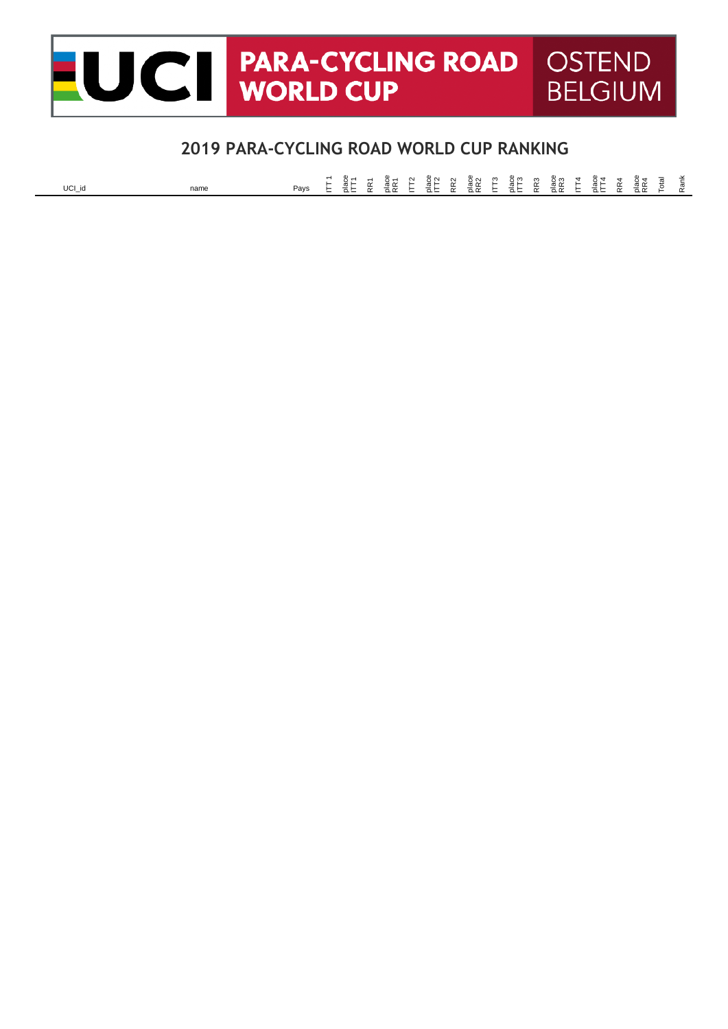# UCI PARA-CYCLING ROAD WORLD CUP OSTEND BELGIUM

## 2019 PARA-CYCLING ROAD WORLD CUP RANKING

| UCI_id | name | Pays | ITT1 | place ITT1 | RR1 | place RR1 | ITT2 | place ITT2 | RR2 | place RR2 | ITT3 | place ITT3 | RR3 | place RR3 | ITT4 | place ITT4 | RR4 | place RR4 | Total | Rank |
|---|---|---|---|---|---|---|---|---|---|---|---|---|---|---|---|---|---|---|---|---|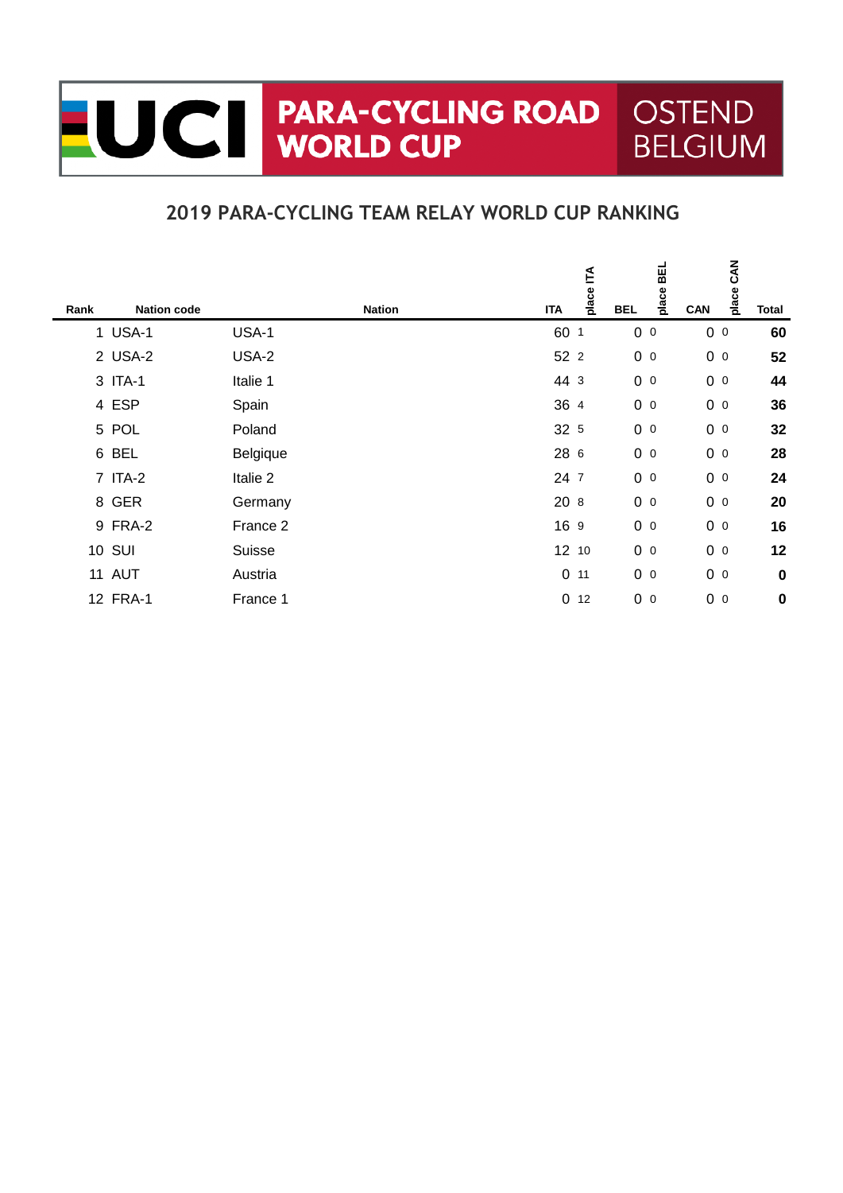UCI PARA-CYCLING ROAD WORLD CUP OSTEND BELGIUM

## 2019 PARA-CYCLING TEAM RELAY WORLD CUP RANKING

| Rank | Nation code | Nation | ITA | place ITA | BEL | place BEL | CAN | place CAN | Total |
|---|---|---|---|---|---|---|---|---|---|
| 1 | USA-1 | USA-1 | 60 | 1 | 0 | 0 | 0 | 0 | **60** |
| 2 | USA-2 | USA-2 | 52 | 2 | 0 | 0 | 0 | 0 | **52** |
| 3 | ITA-1 | Italie 1 | 44 | 3 | 0 | 0 | 0 | 0 | **44** |
| 4 | ESP | Spain | 36 | 4 | 0 | 0 | 0 | 0 | **36** |
| 5 | POL | Poland | 32 | 5 | 0 | 0 | 0 | 0 | **32** |
| 6 | BEL | Belgique | 28 | 6 | 0 | 0 | 0 | 0 | **28** |
| 7 | ITA-2 | Italie 2 | 24 | 7 | 0 | 0 | 0 | 0 | **24** |
| 8 | GER | Germany | 20 | 8 | 0 | 0 | 0 | 0 | **20** |
| 9 | FRA-2 | France 2 | 16 | 9 | 0 | 0 | 0 | 0 | **16** |
| 10 | SUI | Suisse | 12 | 10 | 0 | 0 | 0 | 0 | **12** |
| 11 | AUT | Austria | 0 | 11 | 0 | 0 | 0 | 0 | **0** |
| 12 | FRA-1 | France 1 | 0 | 12 | 0 | 0 | 0 | 0 | **0** |